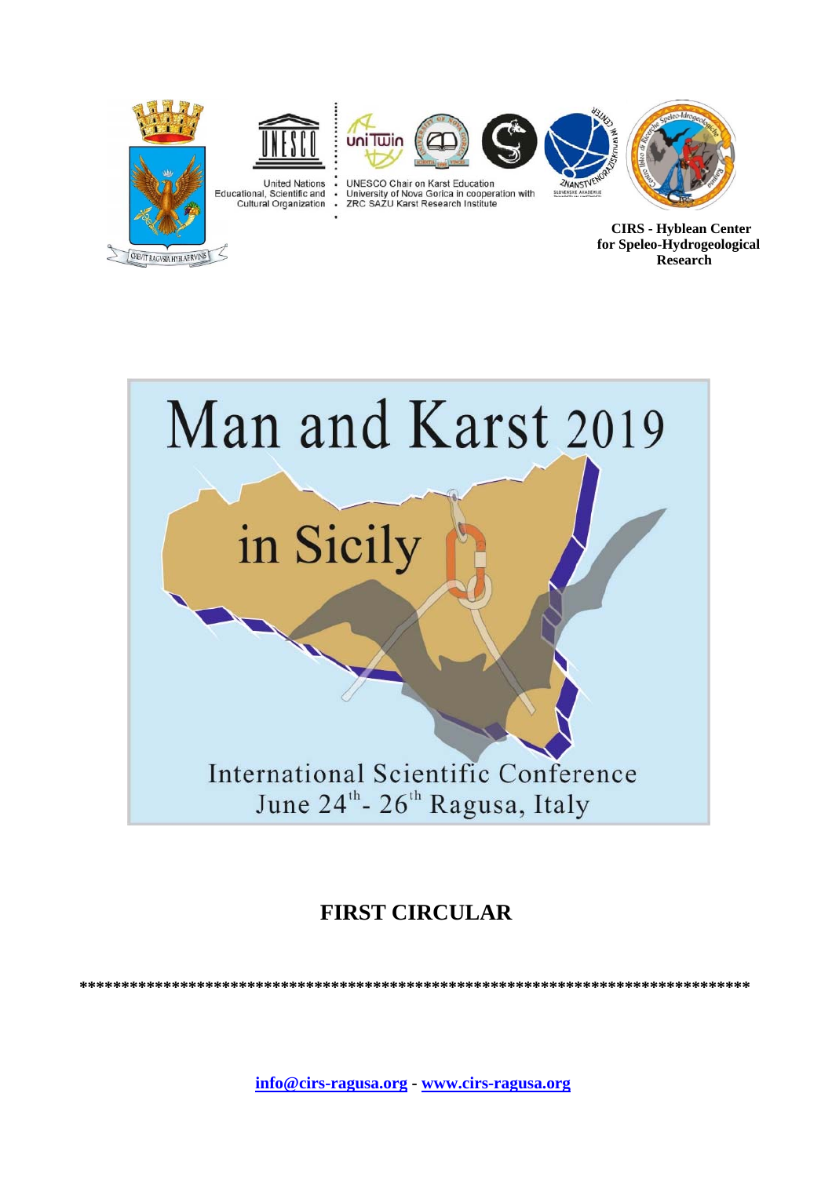United Nations Educational, Scientific and Cultural Organization

UNESCO Chair on Karst Education
University of Nova Gorica in cooperation with
ZRC SAZU Karst Research Institute

**CIRS - Hyblean Center for Speleo-Hydrogeological Research**

# Man and Karst 2019

# in Sicily

International Scientific Conference
June 24th - 26th Ragusa, Italy

## FIRST CIRCULAR

********************************************************************************

**info@cirs-ragusa.org - www.cirs-ragusa.org**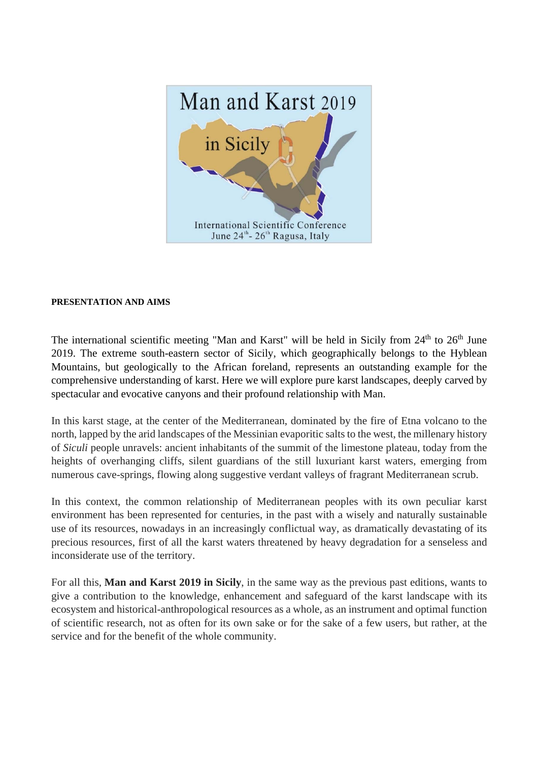## PRESENTATION AND AIMS

The international scientific meeting "Man and Karst" will be held in Sicily from 24th to 26th June 2019. The extreme south-eastern sector of Sicily, which geographically belongs to the Hyblean Mountains, but geologically to the African foreland, represents an outstanding example for the comprehensive understanding of karst. Here we will explore pure karst landscapes, deeply carved by spectacular and evocative canyons and their profound relationship with Man.

In this karst stage, at the center of the Mediterranean, dominated by the fire of Etna volcano to the north, lapped by the arid landscapes of the Messinian evaporitic salts to the west, the millenary history of *Siculi* people unravels: ancient inhabitants of the summit of the limestone plateau, today from the heights of overhanging cliffs, silent guardians of the still luxuriant karst waters, emerging from numerous cave-springs, flowing along suggestive verdant valleys of fragrant Mediterranean scrub.

In this context, the common relationship of Mediterranean peoples with its own peculiar karst environment has been represented for centuries, in the past with a wisely and naturally sustainable use of its resources, nowadays in an increasingly conflictual way, as dramatically devastating of its precious resources, first of all the karst waters threatened by heavy degradation for a senseless and inconsiderate use of the territory.

For all this, **Man and Karst 2019 in Sicily**, in the same way as the previous past editions, wants to give a contribution to the knowledge, enhancement and safeguard of the karst landscape with its ecosystem and historical-anthropological resources as a whole, as an instrument and optimal function of scientific research, not as often for its own sake or for the sake of a few users, but rather, at the service and for the benefit of the whole community.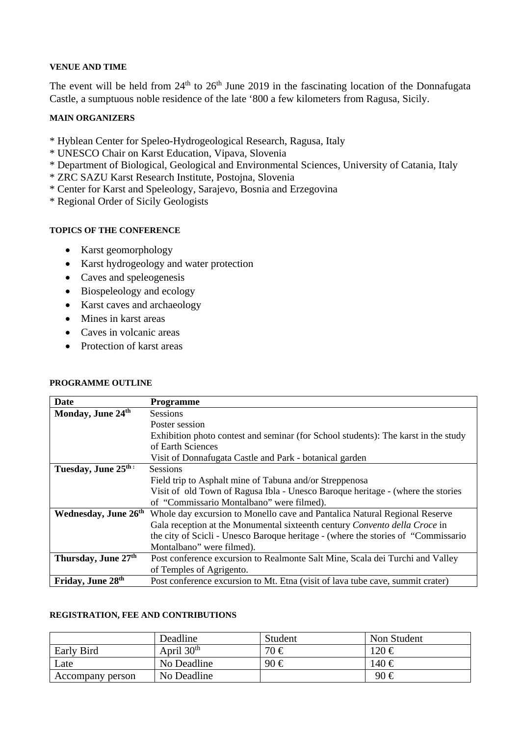#### VENUE AND TIME

The event will be held from 24th to 26th June 2019 in the fascinating location of the Donnafugata Castle, a sumptuous noble residence of the late '800 a few kilometers from Ragusa, Sicily.

#### MAIN ORGANIZERS

* Hyblean Center for Speleo-Hydrogeological Research, Ragusa, Italy
* UNESCO Chair on Karst Education, Vipava, Slovenia
* Department of Biological, Geological and Environmental Sciences, University of Catania, Italy
* ZRC SAZU Karst Research Institute, Postojna, Slovenia
* Center for Karst and Speleology, Sarajevo, Bosnia and Erzegovina
* Regional Order of Sicily Geologists

#### TOPICS OF THE CONFERENCE

- Karst geomorphology
- Karst hydrogeology and water protection
- Caves and speleogenesis
- Biospeleology and ecology
- Karst caves and archaeology
- Mines in karst areas
- Caves in volcanic areas
- Protection of karst areas

#### PROGRAMME OUTLINE

| Date | Programme |
|---|---|
| **Monday, June 24th** | Sessions<br>Poster session<br>Exhibition photo contest and seminar (for School students): The karst in the study of Earth Sciences<br>Visit of Donnafugata Castle and Park - botanical garden |
| **Tuesday, June 25th :** | Sessions<br>Field trip to Asphalt mine of Tabuna and/or Streppenosa<br>Visit of old Town of Ragusa Ibla - Unesco Baroque heritage - (where the stories of "Commissario Montalbano" were filmed). |
| **Wednesday, June 26th** | Whole day excursion to Monello cave and Pantalica Natural Regional Reserve<br>Gala reception at the Monumental sixteenth century *Convento della Croce* in the city of Scicli - Unesco Baroque heritage - (where the stories of "Commissario Montalbano" were filmed). |
| **Thursday, June 27th** | Post conference excursion to Realmonte Salt Mine, Scala dei Turchi and Valley of Temples of Agrigento. |
| **Friday, June 28th** | Post conference excursion to Mt. Etna (visit of lava tube cave, summit crater) |

#### REGISTRATION, FEE AND CONTRIBUTIONS

| | Deadline | Student | Non Student |
|---|---|---|---|
| Early Bird | April 30th | 70 € | 120 € |
| Late | No Deadline | 90 € | 140 € |
| Accompany person | No Deadline | | 90 € |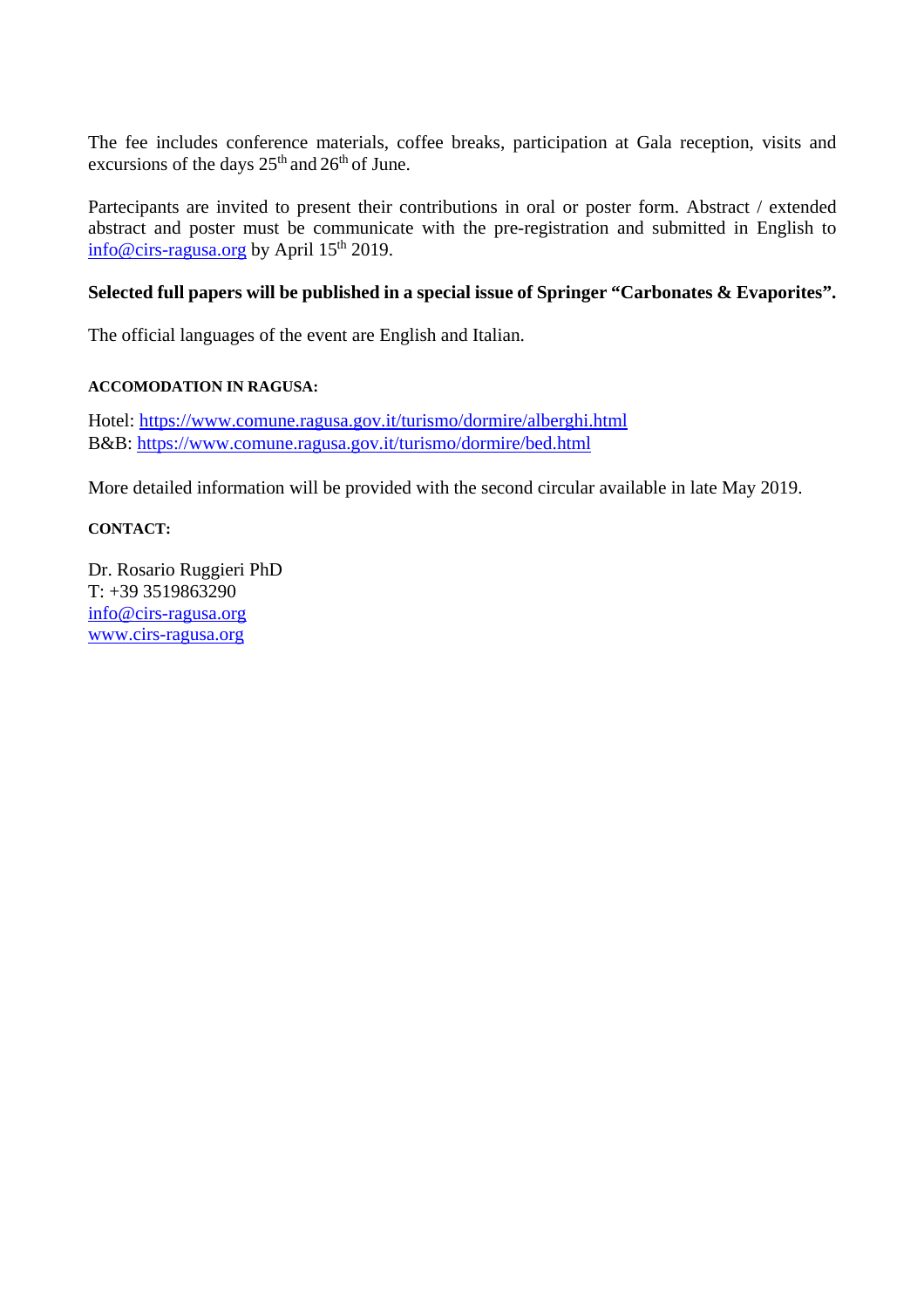The fee includes conference materials, coffee breaks, participation at Gala reception, visits and excursions of the days 25th and 26th of June.

Partecipants are invited to present their contributions in oral or poster form. Abstract / extended abstract and poster must be communicate with the pre-registration and submitted in English to info@cirs-ragusa.org by April 15th 2019.

**Selected full papers will be published in a special issue of Springer "Carbonates & Evaporites".**

The official languages of the event are English and Italian.

**ACCOMODATION IN RAGUSA:**

Hotel: https://www.comune.ragusa.gov.it/turismo/dormire/alberghi.html
B&B: https://www.comune.ragusa.gov.it/turismo/dormire/bed.html

More detailed information will be provided with the second circular available in late May 2019.

**CONTACT:**

Dr. Rosario Ruggieri PhD
T: +39 3519863290
info@cirs-ragusa.org
www.cirs-ragusa.org